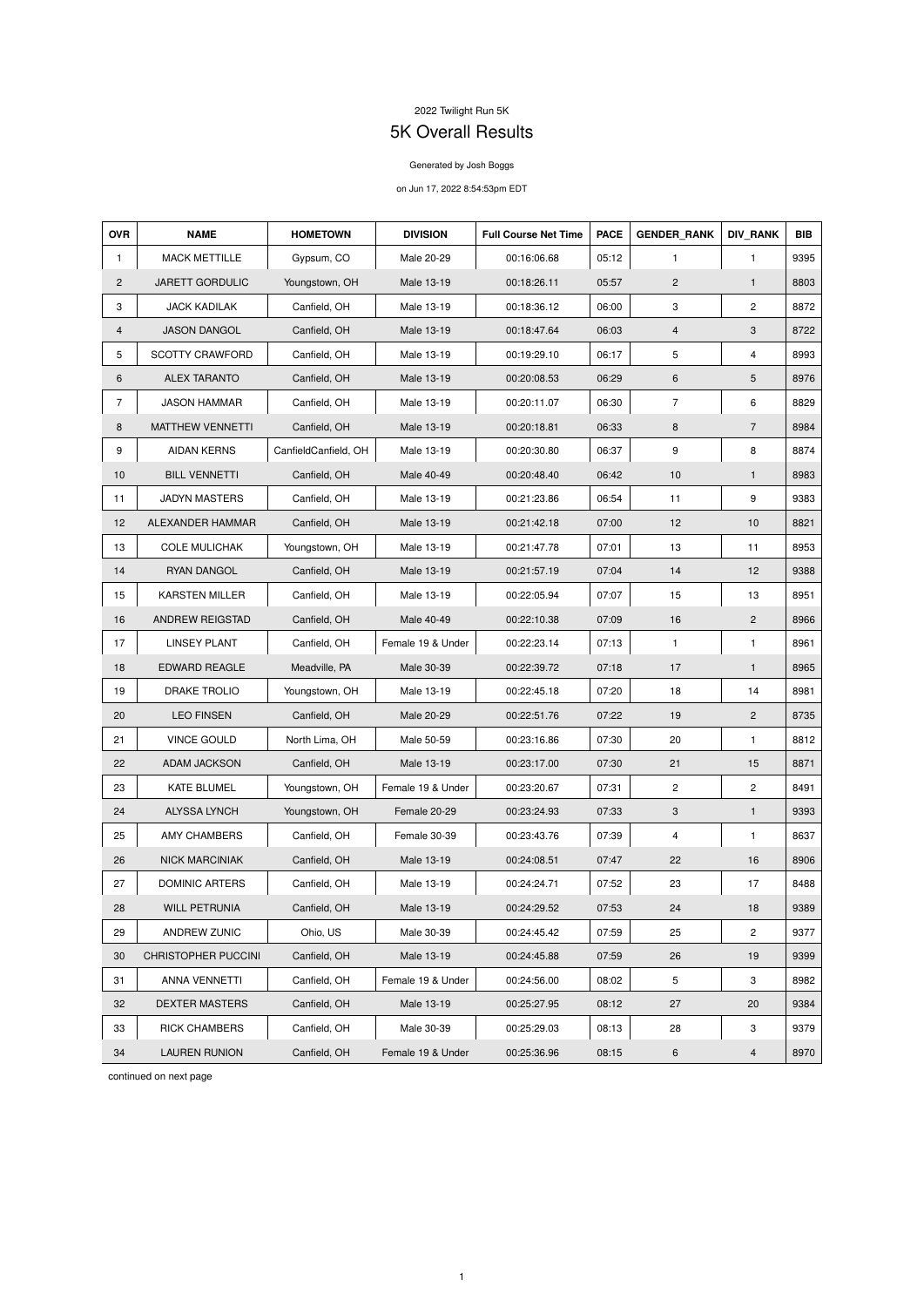2022 Twilight Run 5K

# 5K Overall Results

Generated by Josh Boggs

on Jun 17, 2022 8:54:53pm EDT

| OVR | NAME | HOMETOWN | DIVISION | Full Course Net Time | PACE | GENDER_RANK | DIV_RANK | BIB |
|---|---|---|---|---|---|---|---|---|
| 1 | MACK METTILLE | Gypsum, CO | Male 20-29 | 00:16:06.68 | 05:12 | 1 | 1 | 9395 |
| 2 | JARETT GORDULIC | Youngstown, OH | Male 13-19 | 00:18:26.11 | 05:57 | 2 | 1 | 8803 |
| 3 | JACK KADILAK | Canfield, OH | Male 13-19 | 00:18:36.12 | 06:00 | 3 | 2 | 8872 |
| 4 | JASON DANGOL | Canfield, OH | Male 13-19 | 00:18:47.64 | 06:03 | 4 | 3 | 8722 |
| 5 | SCOTTY CRAWFORD | Canfield, OH | Male 13-19 | 00:19:29.10 | 06:17 | 5 | 4 | 8993 |
| 6 | ALEX TARANTO | Canfield, OH | Male 13-19 | 00:20:08.53 | 06:29 | 6 | 5 | 8976 |
| 7 | JASON HAMMAR | Canfield, OH | Male 13-19 | 00:20:11.07 | 06:30 | 7 | 6 | 8829 |
| 8 | MATTHEW VENNETTI | Canfield, OH | Male 13-19 | 00:20:18.81 | 06:33 | 8 | 7 | 8984 |
| 9 | AIDAN KERNS | CanfieldCanfield, OH | Male 13-19 | 00:20:30.80 | 06:37 | 9 | 8 | 8874 |
| 10 | BILL VENNETTI | Canfield, OH | Male 40-49 | 00:20:48.40 | 06:42 | 10 | 1 | 8983 |
| 11 | JADYN MASTERS | Canfield, OH | Male 13-19 | 00:21:23.86 | 06:54 | 11 | 9 | 9383 |
| 12 | ALEXANDER HAMMAR | Canfield, OH | Male 13-19 | 00:21:42.18 | 07:00 | 12 | 10 | 8821 |
| 13 | COLE MULICHAK | Youngstown, OH | Male 13-19 | 00:21:47.78 | 07:01 | 13 | 11 | 8953 |
| 14 | RYAN DANGOL | Canfield, OH | Male 13-19 | 00:21:57.19 | 07:04 | 14 | 12 | 9388 |
| 15 | KARSTEN MILLER | Canfield, OH | Male 13-19 | 00:22:05.94 | 07:07 | 15 | 13 | 8951 |
| 16 | ANDREW REIGSTAD | Canfield, OH | Male 40-49 | 00:22:10.38 | 07:09 | 16 | 2 | 8966 |
| 17 | LINSEY PLANT | Canfield, OH | Female 19 & Under | 00:22:23.14 | 07:13 | 1 | 1 | 8961 |
| 18 | EDWARD REAGLE | Meadville, PA | Male 30-39 | 00:22:39.72 | 07:18 | 17 | 1 | 8965 |
| 19 | DRAKE TROLIO | Youngstown, OH | Male 13-19 | 00:22:45.18 | 07:20 | 18 | 14 | 8981 |
| 20 | LEO FINSEN | Canfield, OH | Male 20-29 | 00:22:51.76 | 07:22 | 19 | 2 | 8735 |
| 21 | VINCE GOULD | North Lima, OH | Male 50-59 | 00:23:16.86 | 07:30 | 20 | 1 | 8812 |
| 22 | ADAM JACKSON | Canfield, OH | Male 13-19 | 00:23:17.00 | 07:30 | 21 | 15 | 8871 |
| 23 | KATE BLUMEL | Youngstown, OH | Female 19 & Under | 00:23:20.67 | 07:31 | 2 | 2 | 8491 |
| 24 | ALYSSA LYNCH | Youngstown, OH | Female 20-29 | 00:23:24.93 | 07:33 | 3 | 1 | 9393 |
| 25 | AMY CHAMBERS | Canfield, OH | Female 30-39 | 00:23:43.76 | 07:39 | 4 | 1 | 8637 |
| 26 | NICK MARCINIAK | Canfield, OH | Male 13-19 | 00:24:08.51 | 07:47 | 22 | 16 | 8906 |
| 27 | DOMINIC ARTERS | Canfield, OH | Male 13-19 | 00:24:24.71 | 07:52 | 23 | 17 | 8488 |
| 28 | WILL PETRUNIA | Canfield, OH | Male 13-19 | 00:24:29.52 | 07:53 | 24 | 18 | 9389 |
| 29 | ANDREW ZUNIC | Ohio, US | Male 30-39 | 00:24:45.42 | 07:59 | 25 | 2 | 9377 |
| 30 | CHRISTOPHER PUCCINI | Canfield, OH | Male 13-19 | 00:24:45.88 | 07:59 | 26 | 19 | 9399 |
| 31 | ANNA VENNETTI | Canfield, OH | Female 19 & Under | 00:24:56.00 | 08:02 | 5 | 3 | 8982 |
| 32 | DEXTER MASTERS | Canfield, OH | Male 13-19 | 00:25:27.95 | 08:12 | 27 | 20 | 9384 |
| 33 | RICK CHAMBERS | Canfield, OH | Male 30-39 | 00:25:29.03 | 08:13 | 28 | 3 | 9379 |
| 34 | LAUREN RUNION | Canfield, OH | Female 19 & Under | 00:25:36.96 | 08:15 | 6 | 4 | 8970 |

continued on next page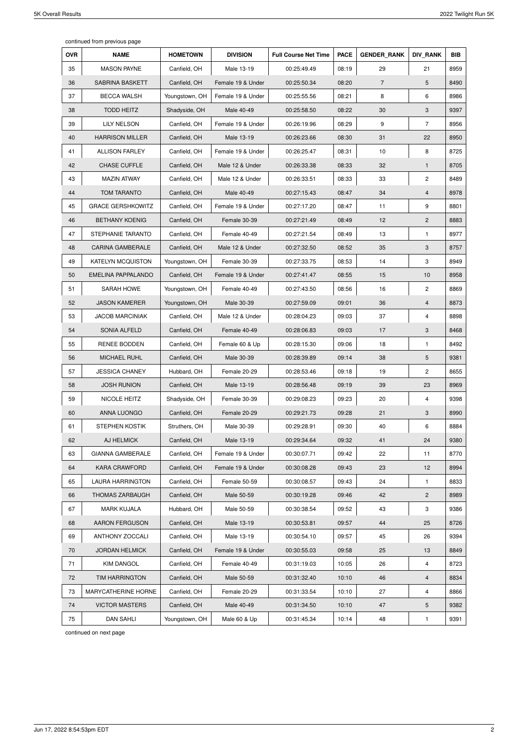continued from previous page

| OVR | NAME | HOMETOWN | DIVISION | Full Course Net Time | PACE | GENDER_RANK | DIV_RANK | BIB |
|---|---|---|---|---|---|---|---|---|
| 35 | MASON PAYNE | Canfield, OH | Male 13-19 | 00:25:49.49 | 08:19 | 29 | 21 | 8959 |
| 36 | SABRINA BASKETT | Canfield, OH | Female 19 & Under | 00:25:50.34 | 08:20 | 7 | 5 | 8490 |
| 37 | BECCA WALSH | Youngstown, OH | Female 19 & Under | 00:25:55.56 | 08:21 | 8 | 6 | 8986 |
| 38 | TODD HEITZ | Shadyside, OH | Male 40-49 | 00:25:58.50 | 08:22 | 30 | 3 | 9397 |
| 39 | LILY NELSON | Canfield, OH | Female 19 & Under | 00:26:19.96 | 08:29 | 9 | 7 | 8956 |
| 40 | HARRISON MILLER | Canfield, OH | Male 13-19 | 00:26:23.66 | 08:30 | 31 | 22 | 8950 |
| 41 | ALLISON FARLEY | Canfield, OH | Female 19 & Under | 00:26:25.47 | 08:31 | 10 | 8 | 8725 |
| 42 | CHASE CUFFLE | Canfield, OH | Male 12 & Under | 00:26:33.38 | 08:33 | 32 | 1 | 8705 |
| 43 | MAZIN ATWAY | Canfield, OH | Male 12 & Under | 00:26:33.51 | 08:33 | 33 | 2 | 8489 |
| 44 | TOM TARANTO | Canfield, OH | Male 40-49 | 00:27:15.43 | 08:47 | 34 | 4 | 8978 |
| 45 | GRACE GERSHKOWITZ | Canfield, OH | Female 19 & Under | 00:27:17.20 | 08:47 | 11 | 9 | 8801 |
| 46 | BETHANY KOENIG | Canfield, OH | Female 30-39 | 00:27:21.49 | 08:49 | 12 | 2 | 8883 |
| 47 | STEPHANIE TARANTO | Canfield, OH | Female 40-49 | 00:27:21.54 | 08:49 | 13 | 1 | 8977 |
| 48 | CARINA GAMBERALE | Canfield, OH | Male 12 & Under | 00:27:32.50 | 08:52 | 35 | 3 | 8757 |
| 49 | KATELYN MCQUISTON | Youngstown, OH | Female 30-39 | 00:27:33.75 | 08:53 | 14 | 3 | 8949 |
| 50 | EMELINA PAPPALANDO | Canfield, OH | Female 19 & Under | 00:27:41.47 | 08:55 | 15 | 10 | 8958 |
| 51 | SARAH HOWE | Youngstown, OH | Female 40-49 | 00:27:43.50 | 08:56 | 16 | 2 | 8869 |
| 52 | JASON KAMERER | Youngstown, OH | Male 30-39 | 00:27:59.09 | 09:01 | 36 | 4 | 8873 |
| 53 | JACOB MARCINIAK | Canfield, OH | Male 12 & Under | 00:28:04.23 | 09:03 | 37 | 4 | 8898 |
| 54 | SONIA ALFELD | Canfield, OH | Female 40-49 | 00:28:06.83 | 09:03 | 17 | 3 | 8468 |
| 55 | RENEE BODDEN | Canfield, OH | Female 60 & Up | 00:28:15.30 | 09:06 | 18 | 1 | 8492 |
| 56 | MICHAEL RUHL | Canfield, OH | Male 30-39 | 00:28:39.89 | 09:14 | 38 | 5 | 9381 |
| 57 | JESSICA CHANEY | Hubbard, OH | Female 20-29 | 00:28:53.46 | 09:18 | 19 | 2 | 8655 |
| 58 | JOSH RUNION | Canfield, OH | Male 13-19 | 00:28:56.48 | 09:19 | 39 | 23 | 8969 |
| 59 | NICOLE HEITZ | Shadyside, OH | Female 30-39 | 00:29:08.23 | 09:23 | 20 | 4 | 9398 |
| 60 | ANNA LUONGO | Canfield, OH | Female 20-29 | 00:29:21.73 | 09:28 | 21 | 3 | 8990 |
| 61 | STEPHEN KOSTIK | Struthers, OH | Male 30-39 | 00:29:28.91 | 09:30 | 40 | 6 | 8884 |
| 62 | AJ HELMICK | Canfield, OH | Male 13-19 | 00:29:34.64 | 09:32 | 41 | 24 | 9380 |
| 63 | GIANNA GAMBERALE | Canfield, OH | Female 19 & Under | 00:30:07.71 | 09:42 | 22 | 11 | 8770 |
| 64 | KARA CRAWFORD | Canfield, OH | Female 19 & Under | 00:30:08.28 | 09:43 | 23 | 12 | 8994 |
| 65 | LAURA HARRINGTON | Canfield, OH | Female 50-59 | 00:30:08.57 | 09:43 | 24 | 1 | 8833 |
| 66 | THOMAS ZARBAUGH | Canfield, OH | Male 50-59 | 00:30:19.28 | 09:46 | 42 | 2 | 8989 |
| 67 | MARK KUJALA | Hubbard, OH | Male 50-59 | 00:30:38.54 | 09:52 | 43 | 3 | 9386 |
| 68 | AARON FERGUSON | Canfield, OH | Male 13-19 | 00:30:53.81 | 09:57 | 44 | 25 | 8726 |
| 69 | ANTHONY ZOCCALI | Canfield, OH | Male 13-19 | 00:30:54.10 | 09:57 | 45 | 26 | 9394 |
| 70 | JORDAN HELMICK | Canfield, OH | Female 19 & Under | 00:30:55.03 | 09:58 | 25 | 13 | 8849 |
| 71 | KIM DANGOL | Canfield, OH | Female 40-49 | 00:31:19.03 | 10:05 | 26 | 4 | 8723 |
| 72 | TIM HARRINGTON | Canfield, OH | Male 50-59 | 00:31:32.40 | 10:10 | 46 | 4 | 8834 |
| 73 | MARYCATHERINE HORNE | Canfield, OH | Female 20-29 | 00:31:33.54 | 10:10 | 27 | 4 | 8866 |
| 74 | VICTOR MASTERS | Canfield, OH | Male 40-49 | 00:31:34.50 | 10:10 | 47 | 5 | 9382 |
| 75 | DAN SAHLI | Youngstown, OH | Male 60 & Up | 00:31:45.34 | 10:14 | 48 | 1 | 9391 |

continued on next page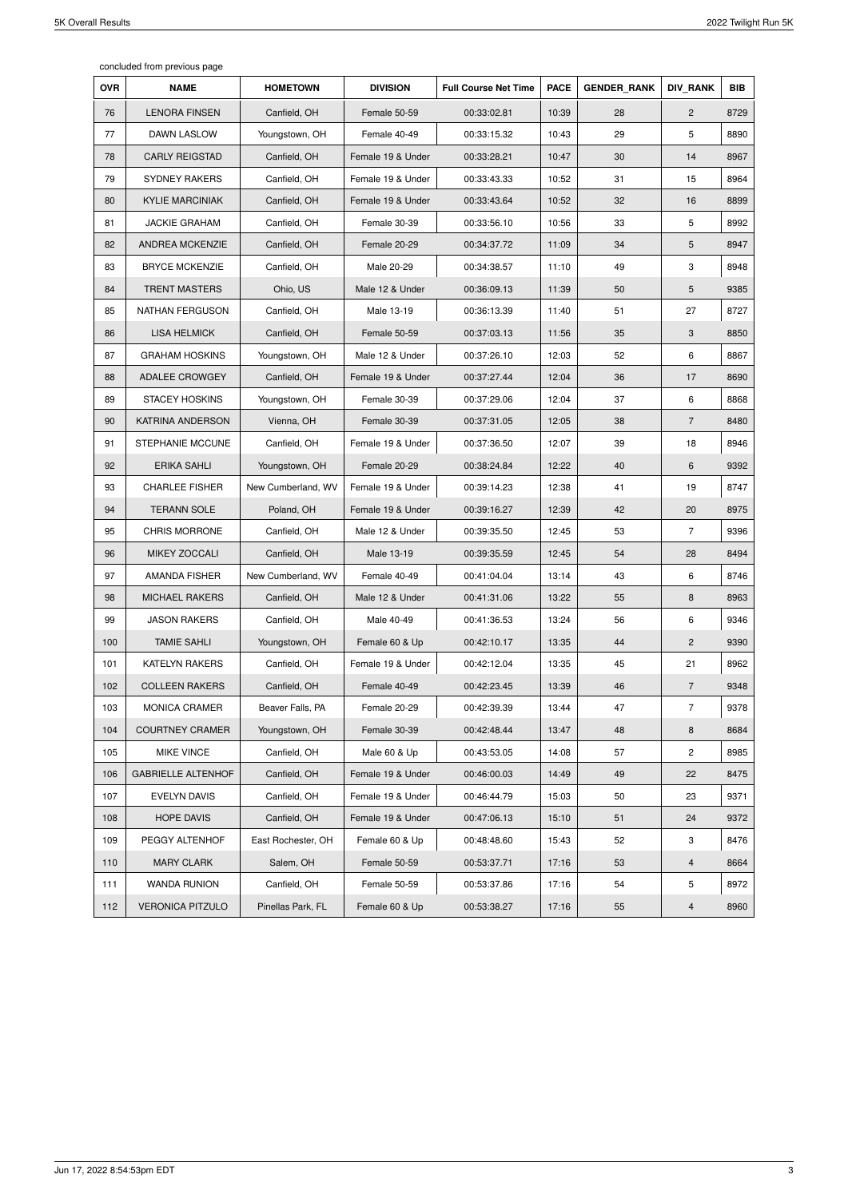concluded from previous page

| OVR | NAME | HOMETOWN | DIVISION | Full Course Net Time | PACE | GENDER_RANK | DIV_RANK | BIB |
|---|---|---|---|---|---|---|---|---|
| 76 | LENORA FINSEN | Canfield, OH | Female 50-59 | 00:33:02.81 | 10:39 | 28 | 2 | 8729 |
| 77 | DAWN LASLOW | Youngstown, OH | Female 40-49 | 00:33:15.32 | 10:43 | 29 | 5 | 8890 |
| 78 | CARLY REIGSTAD | Canfield, OH | Female 19 & Under | 00:33:28.21 | 10:47 | 30 | 14 | 8967 |
| 79 | SYDNEY RAKERS | Canfield, OH | Female 19 & Under | 00:33:43.33 | 10:52 | 31 | 15 | 8964 |
| 80 | KYLIE MARCINIAK | Canfield, OH | Female 19 & Under | 00:33:43.64 | 10:52 | 32 | 16 | 8899 |
| 81 | JACKIE GRAHAM | Canfield, OH | Female 30-39 | 00:33:56.10 | 10:56 | 33 | 5 | 8992 |
| 82 | ANDREA MCKENZIE | Canfield, OH | Female 20-29 | 00:34:37.72 | 11:09 | 34 | 5 | 8947 |
| 83 | BRYCE MCKENZIE | Canfield, OH | Male 20-29 | 00:34:38.57 | 11:10 | 49 | 3 | 8948 |
| 84 | TRENT MASTERS | Ohio, US | Male 12 & Under | 00:36:09.13 | 11:39 | 50 | 5 | 9385 |
| 85 | NATHAN FERGUSON | Canfield, OH | Male 13-19 | 00:36:13.39 | 11:40 | 51 | 27 | 8727 |
| 86 | LISA HELMICK | Canfield, OH | Female 50-59 | 00:37:03.13 | 11:56 | 35 | 3 | 8850 |
| 87 | GRAHAM HOSKINS | Youngstown, OH | Male 12 & Under | 00:37:26.10 | 12:03 | 52 | 6 | 8867 |
| 88 | ADALEE CROWGEY | Canfield, OH | Female 19 & Under | 00:37:27.44 | 12:04 | 36 | 17 | 8690 |
| 89 | STACEY HOSKINS | Youngstown, OH | Female 30-39 | 00:37:29.06 | 12:04 | 37 | 6 | 8868 |
| 90 | KATRINA ANDERSON | Vienna, OH | Female 30-39 | 00:37:31.05 | 12:05 | 38 | 7 | 8480 |
| 91 | STEPHANIE MCCUNE | Canfield, OH | Female 19 & Under | 00:37:36.50 | 12:07 | 39 | 18 | 8946 |
| 92 | ERIKA SAHLI | Youngstown, OH | Female 20-29 | 00:38:24.84 | 12:22 | 40 | 6 | 9392 |
| 93 | CHARLEE FISHER | New Cumberland, WV | Female 19 & Under | 00:39:14.23 | 12:38 | 41 | 19 | 8747 |
| 94 | TERANN SOLE | Poland, OH | Female 19 & Under | 00:39:16.27 | 12:39 | 42 | 20 | 8975 |
| 95 | CHRIS MORRONE | Canfield, OH | Male 12 & Under | 00:39:35.50 | 12:45 | 53 | 7 | 9396 |
| 96 | MIKEY ZOCCALI | Canfield, OH | Male 13-19 | 00:39:35.59 | 12:45 | 54 | 28 | 8494 |
| 97 | AMANDA FISHER | New Cumberland, WV | Female 40-49 | 00:41:04.04 | 13:14 | 43 | 6 | 8746 |
| 98 | MICHAEL RAKERS | Canfield, OH | Male 12 & Under | 00:41:31.06 | 13:22 | 55 | 8 | 8963 |
| 99 | JASON RAKERS | Canfield, OH | Male 40-49 | 00:41:36.53 | 13:24 | 56 | 6 | 9346 |
| 100 | TAMIE SAHLI | Youngstown, OH | Female 60 & Up | 00:42:10.17 | 13:35 | 44 | 2 | 9390 |
| 101 | KATELYN RAKERS | Canfield, OH | Female 19 & Under | 00:42:12.04 | 13:35 | 45 | 21 | 8962 |
| 102 | COLLEEN RAKERS | Canfield, OH | Female 40-49 | 00:42:23.45 | 13:39 | 46 | 7 | 9348 |
| 103 | MONICA CRAMER | Beaver Falls, PA | Female 20-29 | 00:42:39.39 | 13:44 | 47 | 7 | 9378 |
| 104 | COURTNEY CRAMER | Youngstown, OH | Female 30-39 | 00:42:48.44 | 13:47 | 48 | 8 | 8684 |
| 105 | MIKE VINCE | Canfield, OH | Male 60 & Up | 00:43:53.05 | 14:08 | 57 | 2 | 8985 |
| 106 | GABRIELLE ALTENHOF | Canfield, OH | Female 19 & Under | 00:46:00.03 | 14:49 | 49 | 22 | 8475 |
| 107 | EVELYN DAVIS | Canfield, OH | Female 19 & Under | 00:46:44.79 | 15:03 | 50 | 23 | 9371 |
| 108 | HOPE DAVIS | Canfield, OH | Female 19 & Under | 00:47:06.13 | 15:10 | 51 | 24 | 9372 |
| 109 | PEGGY ALTENHOF | East Rochester, OH | Female 60 & Up | 00:48:48.60 | 15:43 | 52 | 3 | 8476 |
| 110 | MARY CLARK | Salem, OH | Female 50-59 | 00:53:37.71 | 17:16 | 53 | 4 | 8664 |
| 111 | WANDA RUNION | Canfield, OH | Female 50-59 | 00:53:37.86 | 17:16 | 54 | 5 | 8972 |
| 112 | VERONICA PITZULO | Pinellas Park, FL | Female 60 & Up | 00:53:38.27 | 17:16 | 55 | 4 | 8960 |